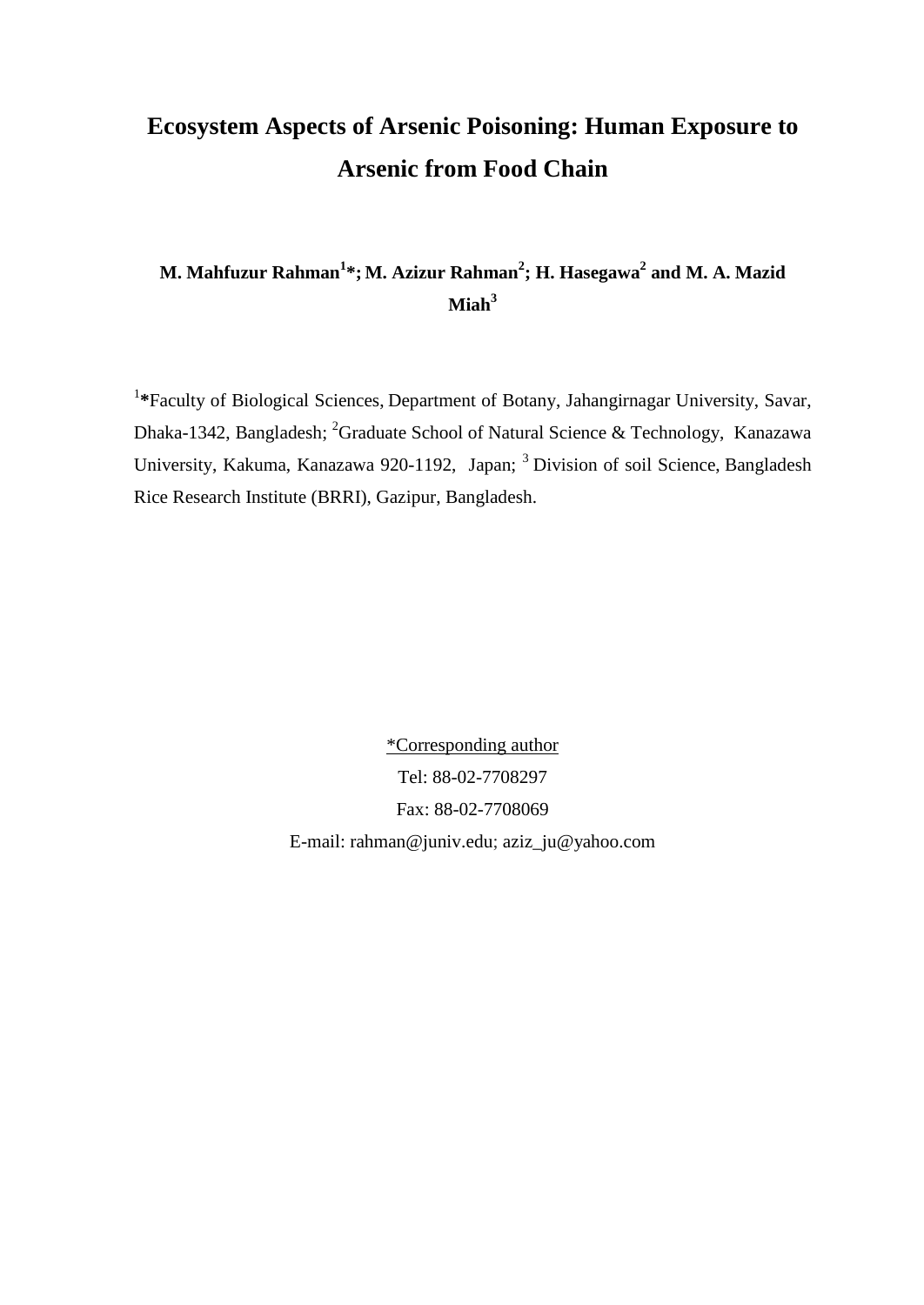# Ecosystem Aspects of Arsenic Poisoning: Human Exposure to Arsenic from Food Chain

**M. Mahfuzur Rahman[1]*; M. Azizur Rahman[2]; H. Hasegawa[2] and M. A. Mazid Miah[3]**

[1]***Faculty of Biological Sciences, Department of Botany, Jahangirnagar University, Savar, Dhaka-1342, Bangladesh; [2]Graduate School of Natural Science & Technology, Kanazawa University, Kakuma, Kanazawa 920-1192, Japan; [3] Division of soil Science, Bangladesh Rice Research Institute (BRRI), Gazipur, Bangladesh.

*Corresponding author

Tel: 88-02-7708297

Fax: 88-02-7708069

E-mail: rahman@juniv.edu; aziz_ju@yahoo.com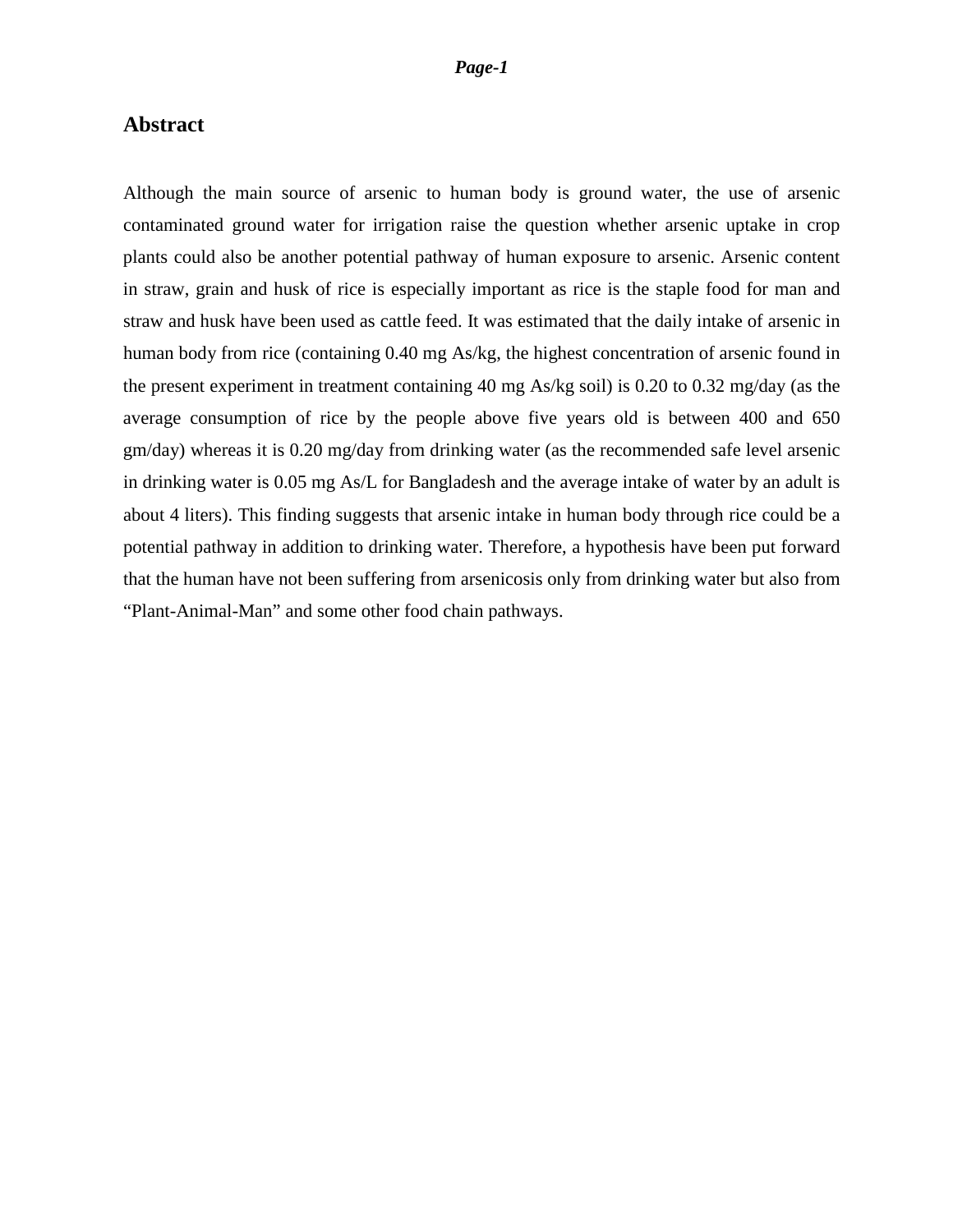## Abstract

Although the main source of arsenic to human body is ground water, the use of arsenic contaminated ground water for irrigation raise the question whether arsenic uptake in crop plants could also be another potential pathway of human exposure to arsenic. Arsenic content in straw, grain and husk of rice is especially important as rice is the staple food for man and straw and husk have been used as cattle feed. It was estimated that the daily intake of arsenic in human body from rice (containing 0.40 mg As/kg, the highest concentration of arsenic found in the present experiment in treatment containing 40 mg As/kg soil) is 0.20 to 0.32 mg/day (as the average consumption of rice by the people above five years old is between 400 and 650 gm/day) whereas it is 0.20 mg/day from drinking water (as the recommended safe level arsenic in drinking water is 0.05 mg As/L for Bangladesh and the average intake of water by an adult is about 4 liters). This finding suggests that arsenic intake in human body through rice could be a potential pathway in addition to drinking water. Therefore, a hypothesis have been put forward that the human have not been suffering from arsenicosis only from drinking water but also from "Plant-Animal-Man" and some other food chain pathways.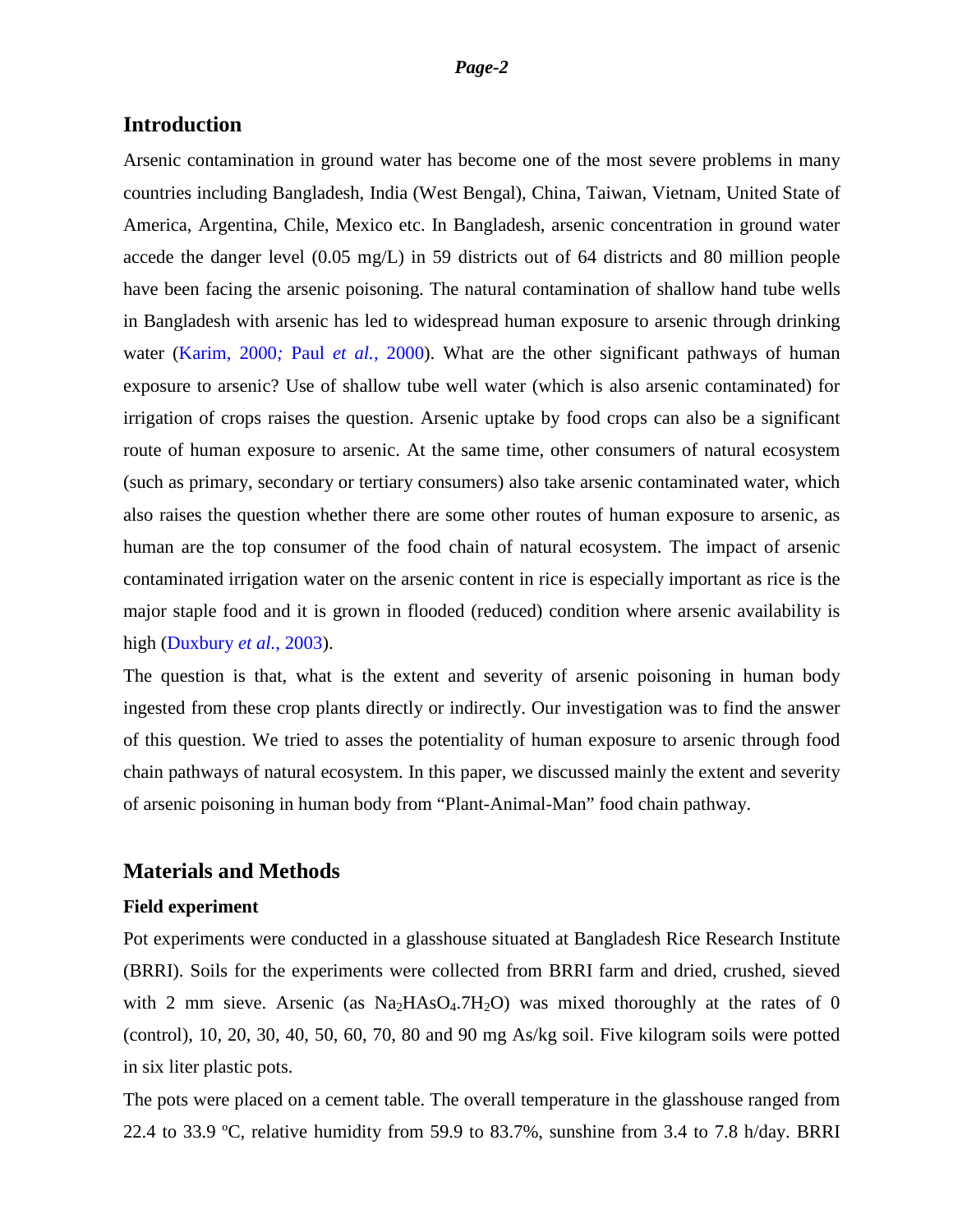## Introduction

Arsenic contamination in ground water has become one of the most severe problems in many countries including Bangladesh, India (West Bengal), China, Taiwan, Vietnam, United State of America, Argentina, Chile, Mexico etc. In Bangladesh, arsenic concentration in ground water accede the danger level (0.05 mg/L) in 59 districts out of 64 districts and 80 million people have been facing the arsenic poisoning. The natural contamination of shallow hand tube wells in Bangladesh with arsenic has led to widespread human exposure to arsenic through drinking water (Karim, 2000; Paul *et al.*, 2000). What are the other significant pathways of human exposure to arsenic? Use of shallow tube well water (which is also arsenic contaminated) for irrigation of crops raises the question. Arsenic uptake by food crops can also be a significant route of human exposure to arsenic. At the same time, other consumers of natural ecosystem (such as primary, secondary or tertiary consumers) also take arsenic contaminated water, which also raises the question whether there are some other routes of human exposure to arsenic, as human are the top consumer of the food chain of natural ecosystem. The impact of arsenic contaminated irrigation water on the arsenic content in rice is especially important as rice is the major staple food and it is grown in flooded (reduced) condition where arsenic availability is high (Duxbury *et al.*, 2003).

The question is that, what is the extent and severity of arsenic poisoning in human body ingested from these crop plants directly or indirectly. Our investigation was to find the answer of this question. We tried to asses the potentiality of human exposure to arsenic through food chain pathways of natural ecosystem. In this paper, we discussed mainly the extent and severity of arsenic poisoning in human body from "Plant-Animal-Man" food chain pathway.

## Materials and Methods

### Field experiment

Pot experiments were conducted in a glasshouse situated at Bangladesh Rice Research Institute (BRRI). Soils for the experiments were collected from BRRI farm and dried, crushed, sieved with 2 mm sieve. Arsenic (as $Na_2HAsO_4.7H_2O$) was mixed thoroughly at the rates of 0 (control), 10, 20, 30, 40, 50, 60, 70, 80 and 90 mg As/kg soil. Five kilogram soils were potted in six liter plastic pots.

The pots were placed on a cement table. The overall temperature in the glasshouse ranged from 22.4 to 33.9 ºC, relative humidity from 59.9 to 83.7%, sunshine from 3.4 to 7.8 h/day. BRRI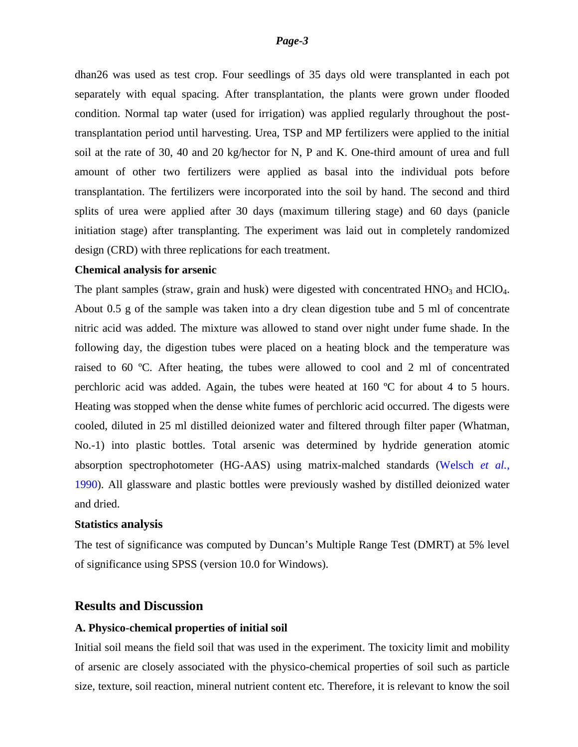dhan26 was used as test crop. Four seedlings of 35 days old were transplanted in each pot separately with equal spacing. After transplantation, the plants were grown under flooded condition. Normal tap water (used for irrigation) was applied regularly throughout the post-transplantation period until harvesting. Urea, TSP and MP fertilizers were applied to the initial soil at the rate of 30, 40 and 20 kg/hector for N, P and K. One-third amount of urea and full amount of other two fertilizers were applied as basal into the individual pots before transplantation. The fertilizers were incorporated into the soil by hand. The second and third splits of urea were applied after 30 days (maximum tillering stage) and 60 days (panicle initiation stage) after transplanting. The experiment was laid out in completely randomized design (CRD) with three replications for each treatment.

**Chemical analysis for arsenic**

The plant samples (straw, grain and husk) were digested with concentrated $HNO_3$ and $HClO_4$. About 0.5 g of the sample was taken into a dry clean digestion tube and 5 ml of concentrate nitric acid was added. The mixture was allowed to stand over night under fume shade. In the following day, the digestion tubes were placed on a heating block and the temperature was raised to 60 ºC. After heating, the tubes were allowed to cool and 2 ml of concentrated perchloric acid was added. Again, the tubes were heated at 160 ºC for about 4 to 5 hours. Heating was stopped when the dense white fumes of perchloric acid occurred. The digests were cooled, diluted in 25 ml distilled deionized water and filtered through filter paper (Whatman, No.-1) into plastic bottles. Total arsenic was determined by hydride generation atomic absorption spectrophotometer (HG-AAS) using matrix-malched standards (Welsch *et al.*, 1990). All glassware and plastic bottles were previously washed by distilled deionized water and dried.

**Statistics analysis**

The test of significance was computed by Duncan's Multiple Range Test (DMRT) at 5% level of significance using SPSS (version 10.0 for Windows).

## Results and Discussion

**A. Physico-chemical properties of initial soil**

Initial soil means the field soil that was used in the experiment. The toxicity limit and mobility of arsenic are closely associated with the physico-chemical properties of soil such as particle size, texture, soil reaction, mineral nutrient content etc. Therefore, it is relevant to know the soil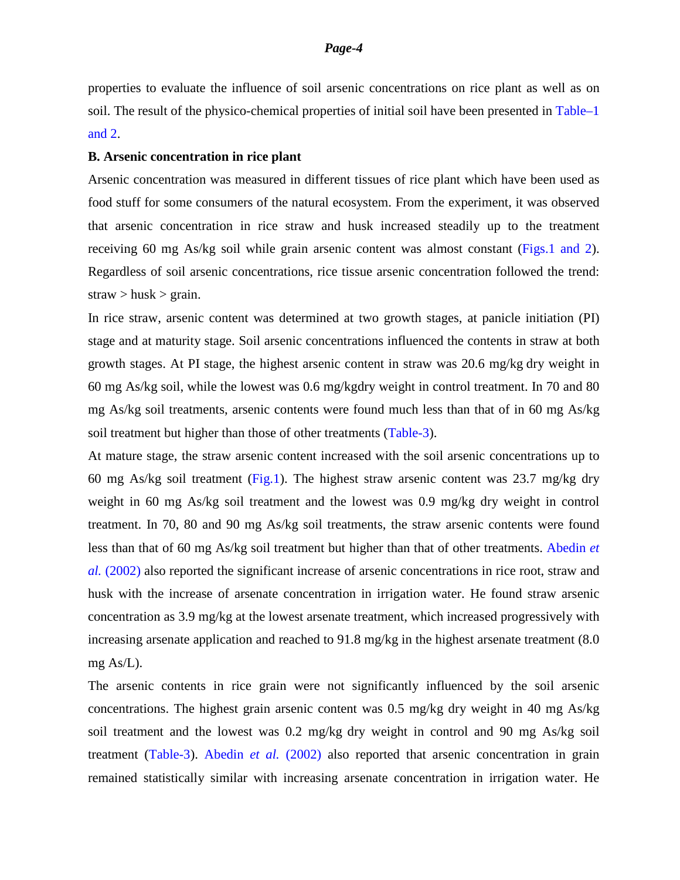properties to evaluate the influence of soil arsenic concentrations on rice plant as well as on soil. The result of the physico-chemical properties of initial soil have been presented in Table–1 and 2.

**B. Arsenic concentration in rice plant**

Arsenic concentration was measured in different tissues of rice plant which have been used as food stuff for some consumers of the natural ecosystem. From the experiment, it was observed that arsenic concentration in rice straw and husk increased steadily up to the treatment receiving 60 mg As/kg soil while grain arsenic content was almost constant (Figs.1 and 2). Regardless of soil arsenic concentrations, rice tissue arsenic concentration followed the trend: straw > husk > grain.

In rice straw, arsenic content was determined at two growth stages, at panicle initiation (PI) stage and at maturity stage. Soil arsenic concentrations influenced the contents in straw at both growth stages. At PI stage, the highest arsenic content in straw was 20.6 mg/kg dry weight in 60 mg As/kg soil, while the lowest was 0.6 mg/kgdry weight in control treatment. In 70 and 80 mg As/kg soil treatments, arsenic contents were found much less than that of in 60 mg As/kg soil treatment but higher than those of other treatments (Table-3).

At mature stage, the straw arsenic content increased with the soil arsenic concentrations up to 60 mg As/kg soil treatment (Fig.1). The highest straw arsenic content was 23.7 mg/kg dry weight in 60 mg As/kg soil treatment and the lowest was 0.9 mg/kg dry weight in control treatment. In 70, 80 and 90 mg As/kg soil treatments, the straw arsenic contents were found less than that of 60 mg As/kg soil treatment but higher than that of other treatments. Abedin *et al.* (2002) also reported the significant increase of arsenic concentrations in rice root, straw and husk with the increase of arsenate concentration in irrigation water. He found straw arsenic concentration as 3.9 mg/kg at the lowest arsenate treatment, which increased progressively with increasing arsenate application and reached to 91.8 mg/kg in the highest arsenate treatment (8.0 mg As/L).

The arsenic contents in rice grain were not significantly influenced by the soil arsenic concentrations. The highest grain arsenic content was 0.5 mg/kg dry weight in 40 mg As/kg soil treatment and the lowest was 0.2 mg/kg dry weight in control and 90 mg As/kg soil treatment (Table-3). Abedin *et al.* (2002) also reported that arsenic concentration in grain remained statistically similar with increasing arsenate concentration in irrigation water. He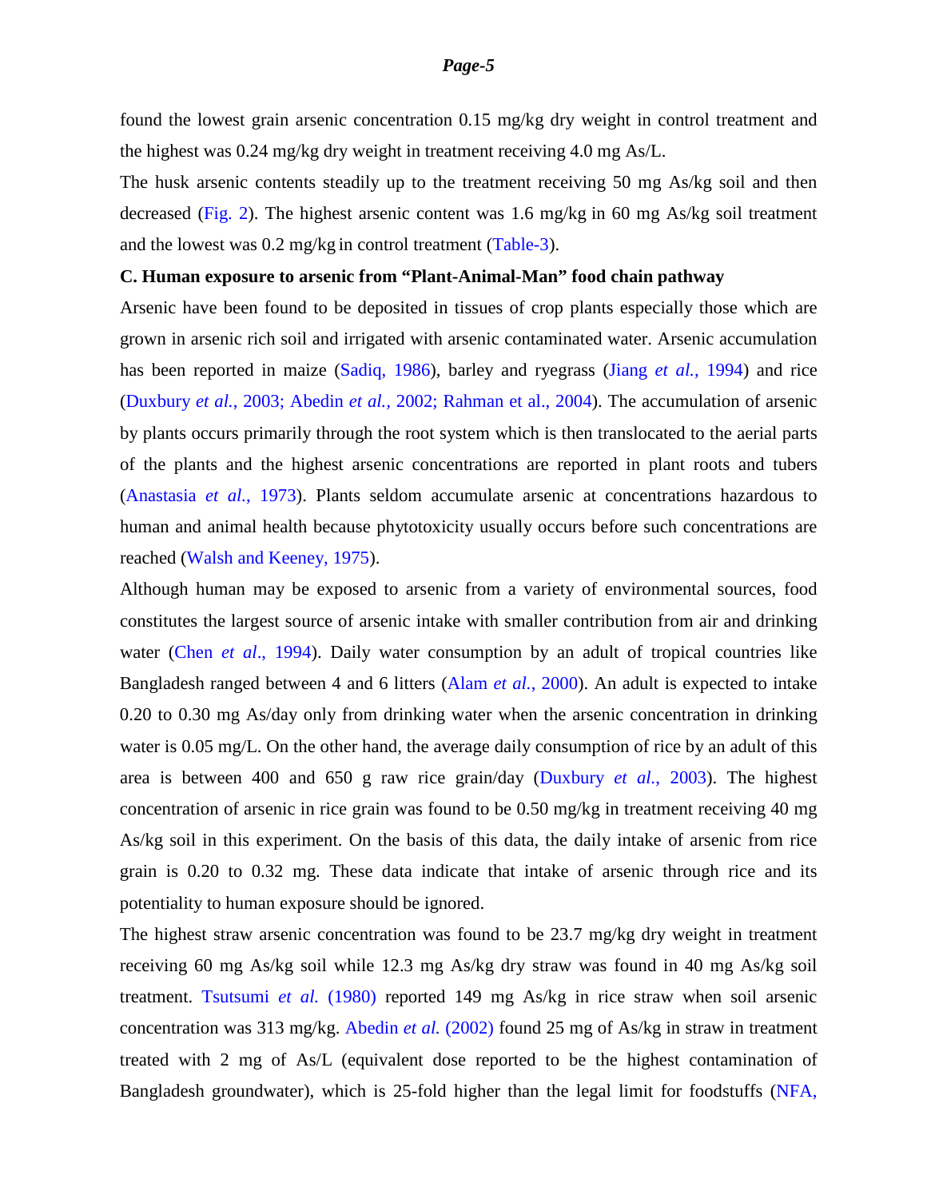found the lowest grain arsenic concentration 0.15 mg/kg dry weight in control treatment and the highest was 0.24 mg/kg dry weight in treatment receiving 4.0 mg As/L.

The husk arsenic contents steadily up to the treatment receiving 50 mg As/kg soil and then decreased (Fig. 2). The highest arsenic content was 1.6 mg/kg in 60 mg As/kg soil treatment and the lowest was 0.2 mg/kg in control treatment (Table-3).

**C. Human exposure to arsenic from "Plant-Animal-Man" food chain pathway**

Arsenic have been found to be deposited in tissues of crop plants especially those which are grown in arsenic rich soil and irrigated with arsenic contaminated water. Arsenic accumulation has been reported in maize (Sadiq, 1986), barley and ryegrass (Jiang *et al.*, 1994) and rice (Duxbury *et al.*, 2003; Abedin *et al.*, 2002; Rahman et al., 2004). The accumulation of arsenic by plants occurs primarily through the root system which is then translocated to the aerial parts of the plants and the highest arsenic concentrations are reported in plant roots and tubers (Anastasia *et al.*, 1973). Plants seldom accumulate arsenic at concentrations hazardous to human and animal health because phytotoxicity usually occurs before such concentrations are reached (Walsh and Keeney, 1975).

Although human may be exposed to arsenic from a variety of environmental sources, food constitutes the largest source of arsenic intake with smaller contribution from air and drinking water (Chen *et al*., 1994). Daily water consumption by an adult of tropical countries like Bangladesh ranged between 4 and 6 litters (Alam *et al.*, 2000). An adult is expected to intake 0.20 to 0.30 mg As/day only from drinking water when the arsenic concentration in drinking water is 0.05 mg/L. On the other hand, the average daily consumption of rice by an adult of this area is between 400 and 650 g raw rice grain/day (Duxbury *et al.*, 2003). The highest concentration of arsenic in rice grain was found to be 0.50 mg/kg in treatment receiving 40 mg As/kg soil in this experiment. On the basis of this data, the daily intake of arsenic from rice grain is 0.20 to 0.32 mg. These data indicate that intake of arsenic through rice and its potentiality to human exposure should be ignored.

The highest straw arsenic concentration was found to be 23.7 mg/kg dry weight in treatment receiving 60 mg As/kg soil while 12.3 mg As/kg dry straw was found in 40 mg As/kg soil treatment. Tsutsumi *et al.* (1980) reported 149 mg As/kg in rice straw when soil arsenic concentration was 313 mg/kg. Abedin *et al.* (2002) found 25 mg of As/kg in straw in treatment treated with 2 mg of As/L (equivalent dose reported to be the highest contamination of Bangladesh groundwater), which is 25-fold higher than the legal limit for foodstuffs (NFA,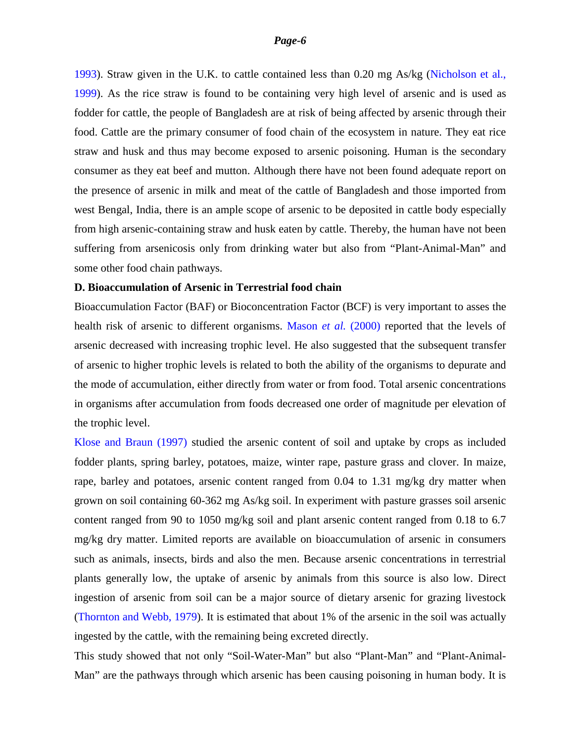1993). Straw given in the U.K. to cattle contained less than 0.20 mg As/kg (Nicholson et al., 1999). As the rice straw is found to be containing very high level of arsenic and is used as fodder for cattle, the people of Bangladesh are at risk of being affected by arsenic through their food. Cattle are the primary consumer of food chain of the ecosystem in nature. They eat rice straw and husk and thus may become exposed to arsenic poisoning. Human is the secondary consumer as they eat beef and mutton. Although there have not been found adequate report on the presence of arsenic in milk and meat of the cattle of Bangladesh and those imported from west Bengal, India, there is an ample scope of arsenic to be deposited in cattle body especially from high arsenic-containing straw and husk eaten by cattle. Thereby, the human have not been suffering from arsenicosis only from drinking water but also from “Plant-Animal-Man” and some other food chain pathways.

**D. Bioaccumulation of Arsenic in Terrestrial food chain**

Bioaccumulation Factor (BAF) or Bioconcentration Factor (BCF) is very important to asses the health risk of arsenic to different organisms. Mason *et al.* (2000) reported that the levels of arsenic decreased with increasing trophic level. He also suggested that the subsequent transfer of arsenic to higher trophic levels is related to both the ability of the organisms to depurate and the mode of accumulation, either directly from water or from food. Total arsenic concentrations in organisms after accumulation from foods decreased one order of magnitude per elevation of the trophic level.

Klose and Braun (1997) studied the arsenic content of soil and uptake by crops as included fodder plants, spring barley, potatoes, maize, winter rape, pasture grass and clover. In maize, rape, barley and potatoes, arsenic content ranged from 0.04 to 1.31 mg/kg dry matter when grown on soil containing 60-362 mg As/kg soil. In experiment with pasture grasses soil arsenic content ranged from 90 to 1050 mg/kg soil and plant arsenic content ranged from 0.18 to 6.7 mg/kg dry matter. Limited reports are available on bioaccumulation of arsenic in consumers such as animals, insects, birds and also the men. Because arsenic concentrations in terrestrial plants generally low, the uptake of arsenic by animals from this source is also low. Direct ingestion of arsenic from soil can be a major source of dietary arsenic for grazing livestock (Thornton and Webb, 1979). It is estimated that about 1% of the arsenic in the soil was actually ingested by the cattle, with the remaining being excreted directly.

This study showed that not only “Soil-Water-Man” but also “Plant-Man” and “Plant-Animal-Man” are the pathways through which arsenic has been causing poisoning in human body. It is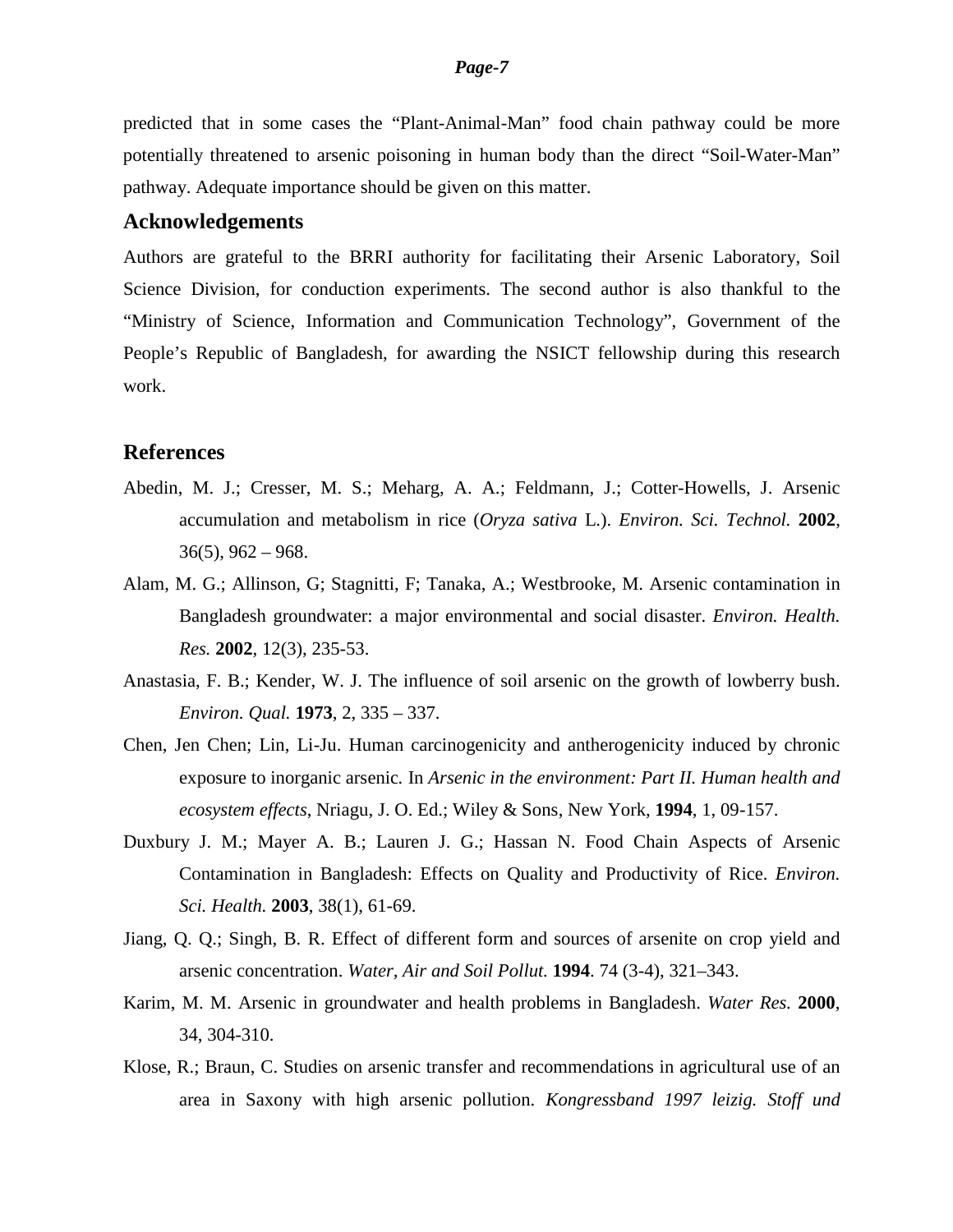predicted that in some cases the "Plant-Animal-Man" food chain pathway could be more potentially threatened to arsenic poisoning in human body than the direct "Soil-Water-Man" pathway. Adequate importance should be given on this matter.

## Acknowledgements

Authors are grateful to the BRRI authority for facilitating their Arsenic Laboratory, Soil Science Division, for conduction experiments. The second author is also thankful to the "Ministry of Science, Information and Communication Technology", Government of the People's Republic of Bangladesh, for awarding the NSICT fellowship during this research work.

## References

Abedin, M. J.; Cresser, M. S.; Meharg, A. A.; Feldmann, J.; Cotter-Howells, J. Arsenic accumulation and metabolism in rice (*Oryza sativa* L.). *Environ. Sci. Technol.* **2002**, 36(5), 962 – 968.

Alam, M. G.; Allinson, G; Stagnitti, F; Tanaka, A.; Westbrooke, M. Arsenic contamination in Bangladesh groundwater: a major environmental and social disaster. *Environ. Health. Res.* **2002**, 12(3), 235-53.

Anastasia, F. B.; Kender, W. J. The influence of soil arsenic on the growth of lowberry bush. *Environ. Qual.* **1973**, 2, 335 – 337.

Chen, Jen Chen; Lin, Li-Ju. Human carcinogenicity and antherogenicity induced by chronic exposure to inorganic arsenic. In *Arsenic in the environment: Part II. Human health and ecosystem effects*, Nriagu, J. O. Ed.; Wiley & Sons, New York, **1994**, 1, 09-157.

Duxbury J. M.; Mayer A. B.; Lauren J. G.; Hassan N. Food Chain Aspects of Arsenic Contamination in Bangladesh: Effects on Quality and Productivity of Rice. *Environ. Sci. Health.* **2003**, 38(1), 61-69.

Jiang, Q. Q.; Singh, B. R. Effect of different form and sources of arsenite on crop yield and arsenic concentration. *Water, Air and Soil Pollut.* **1994**. 74 (3-4), 321–343.

Karim, M. M. Arsenic in groundwater and health problems in Bangladesh. *Water Res.* **2000**, 34, 304-310.

Klose, R.; Braun, C. Studies on arsenic transfer and recommendations in agricultural use of an area in Saxony with high arsenic pollution. *Kongressband 1997 leizig. Stoff und*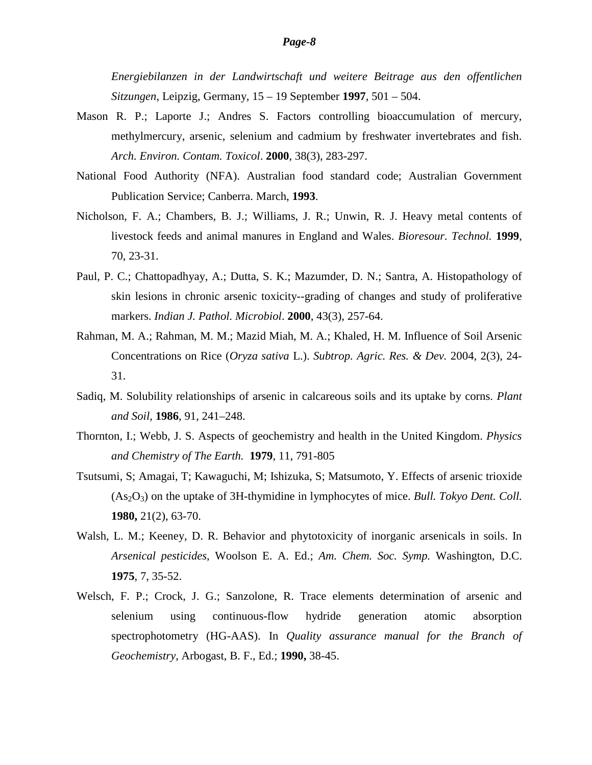*Energiebilanzen in der Landwirtschaft und weitere Beitrage aus den offentlichen Sitzungen*, Leipzig, Germany, 15 – 19 September **1997**, 501 – 504.

Mason R. P.; Laporte J.; Andres S. Factors controlling bioaccumulation of mercury, methylmercury, arsenic, selenium and cadmium by freshwater invertebrates and fish. *Arch. Environ. Contam. Toxicol*. **2000**, 38(3), 283-297.

National Food Authority (NFA). Australian food standard code; Australian Government Publication Service; Canberra. March, **1993**.

Nicholson, F. A.; Chambers, B. J.; Williams, J. R.; Unwin, R. J. Heavy metal contents of livestock feeds and animal manures in England and Wales. *Bioresour. Technol.* **1999**, 70, 23-31.

Paul, P. C.; Chattopadhyay, A.; Dutta, S. K.; Mazumder, D. N.; Santra, A. Histopathology of skin lesions in chronic arsenic toxicity--grading of changes and study of proliferative markers. *Indian J. Pathol. Microbiol*. **2000**, 43(3), 257-64.

Rahman, M. A.; Rahman, M. M.; Mazid Miah, M. A.; Khaled, H. M. Influence of Soil Arsenic Concentrations on Rice (*Oryza sativa* L.). *Subtrop. Agric. Res. & Dev.* 2004, 2(3), 24-31.

Sadiq, M. Solubility relationships of arsenic in calcareous soils and its uptake by corns. *Plant and Soil*, **1986**, 91, 241–248.

Thornton, I.; Webb, J. S. Aspects of geochemistry and health in the United Kingdom. *Physics and Chemistry of The Earth.* **1979**, 11, 791-805

Tsutsumi, S; Amagai, T; Kawaguchi, M; Ishizuka, S; Matsumoto, Y. Effects of arsenic trioxide ($As_2O_3$) on the uptake of 3H-thymidine in lymphocytes of mice. *Bull. Tokyo Dent. Coll.* **1980,** 21(2), 63-70.

Walsh, L. M.; Keeney, D. R. Behavior and phytotoxicity of inorganic arsenicals in soils. In *Arsenical pesticides*, Woolson E. A. Ed.; *Am. Chem. Soc. Symp.* Washington, D.C. **1975**, 7, 35-52.

Welsch, F. P.; Crock, J. G.; Sanzolone, R. Trace elements determination of arsenic and selenium using continuous-flow hydride generation atomic absorption spectrophotometry (HG-AAS). In *Quality assurance manual for the Branch of Geochemistry*, Arbogast, B. F., Ed.; **1990,** 38-45.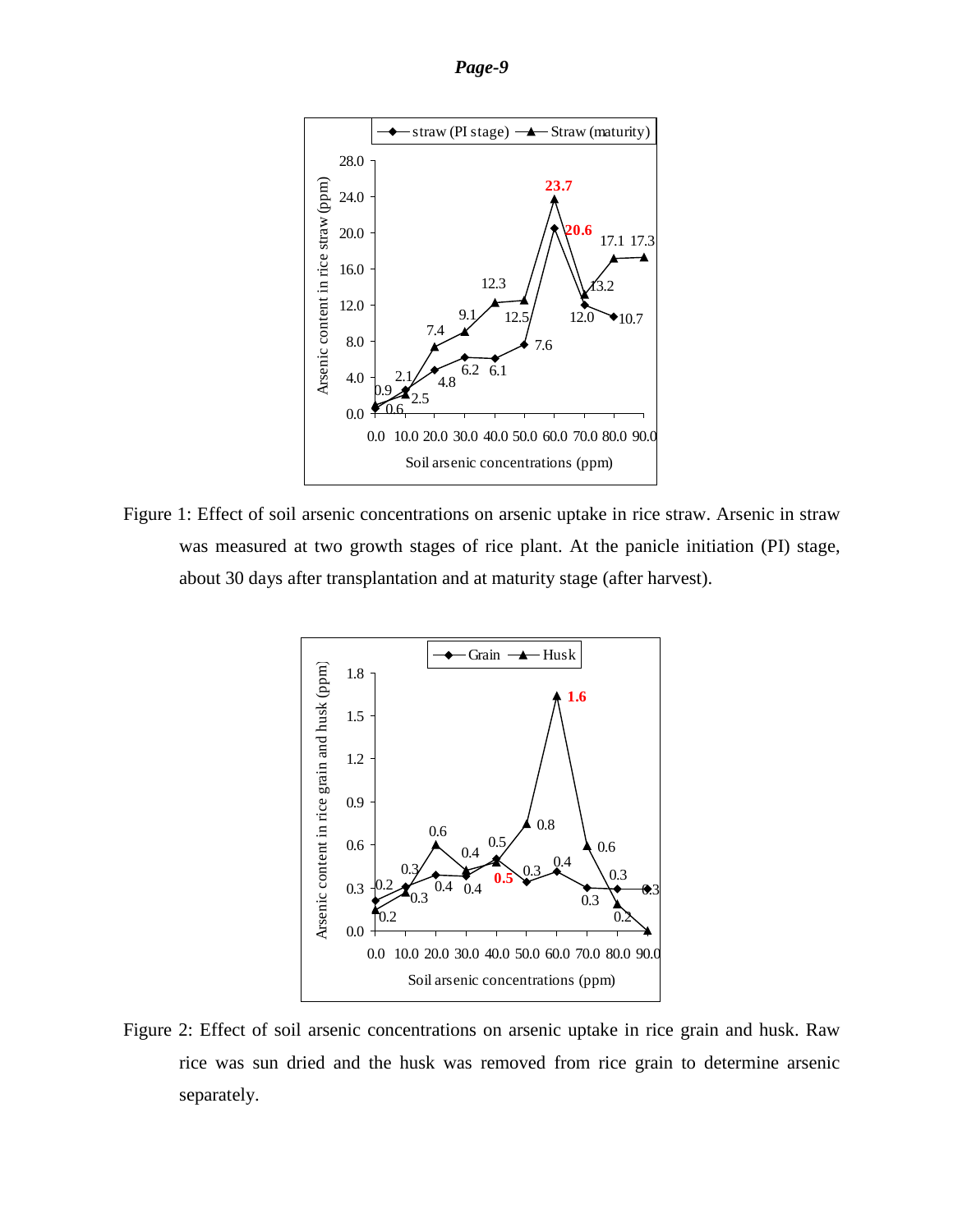Figure 1: Effect of soil arsenic concentrations on arsenic uptake in rice straw. Arsenic in straw was measured at two growth stages of rice plant. At the panicle initiation (PI) stage, about 30 days after transplantation and at maturity stage (after harvest).

Figure 2: Effect of soil arsenic concentrations on arsenic uptake in rice grain and husk. Raw rice was sun dried and the husk was removed from rice grain to determine arsenic separately.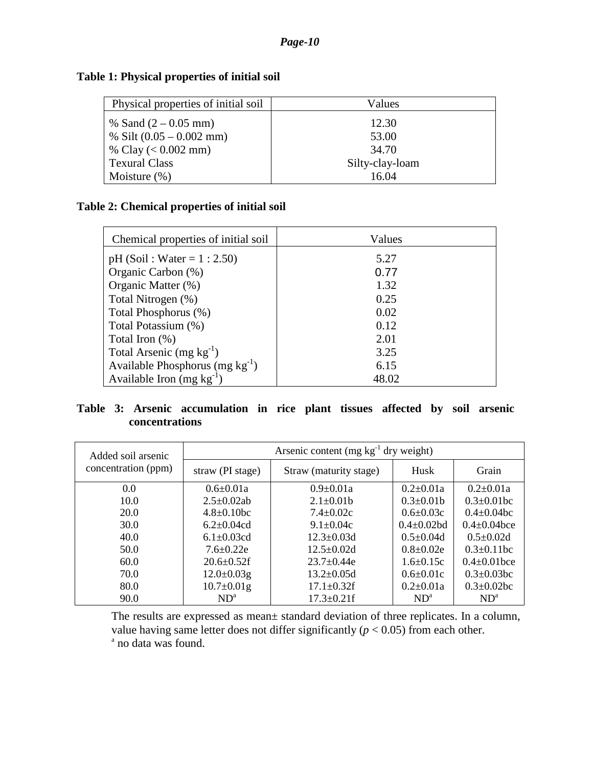**Table 1: Physical properties of initial soil**

| Physical properties of initial soil | Values |
| --- | --- |
| % Sand (2 – 0.05 mm) | 12.30 |
| % Silt (0.05 – 0.002 mm) | 53.00 |
| % Clay (< 0.002 mm) | 34.70 |
| Texural Class | Silty-clay-loam |
| Moisture (%) | 16.04 |

**Table 2: Chemical properties of initial soil**

| Chemical properties of initial soil | Values |
| --- | --- |
| pH (Soil : Water = 1 : 2.50) | 5.27 |
| Organic Carbon (%) | 0.77 |
| Organic Matter (%) | 1.32 |
| Total Nitrogen (%) | 0.25 |
| Total Phosphorus (%) | 0.02 |
| Total Potassium (%) | 0.12 |
| Total Iron (%) | 2.01 |
| Total Arsenic (mg $kg^{-1}$) | 3.25 |
| Available Phosphorus (mg $kg^{-1}$) | 6.15 |
| Available Iron (mg $kg^{-1}$) | 48.02 |

**Table 3: Arsenic accumulation in rice plant tissues affected by soil arsenic concentrations**

| Added soil arsenic concentration (ppm) | Arsenic content (mg $kg^{-1}$ dry weight) | | | |
| --- | --- | --- | --- | --- |
| | straw (PI stage) | Straw (maturity stage) | Husk | Grain |
| 0.0 | 0.6±0.01a | 0.9±0.01a | 0.2±0.01a | 0.2±0.01a |
| 10.0 | 2.5±0.02ab | 2.1±0.01b | 0.3±0.01b | 0.3±0.01bc |
| 20.0 | 4.8±0.10bc | 7.4±0.02c | 0.6±0.03c | 0.4±0.04bc |
| 30.0 | 6.2±0.04cd | 9.1±0.04c | 0.4±0.02bd | 0.4±0.04bce |
| 40.0 | 6.1±0.03cd | 12.3±0.03d | 0.5±0.04d | 0.5±0.02d |
| 50.0 | 7.6±0.22e | 12.5±0.02d | 0.8±0.02e | 0.3±0.11bc |
| 60.0 | 20.6±0.52f | 23.7±0.44e | 1.6±0.15c | 0.4±0.01bce |
| 70.0 | 12.0±0.03g | 13.2±0.05d | 0.6±0.01c | 0.3±0.03bc |
| 80.0 | 10.7±0.01g | 17.1±0.32f | 0.2±0.01a | 0.3±0.02bc |
| 90.0 | ND[a] | 17.3±0.21f | ND[a] | ND[a] |

The results are expressed as mean± standard deviation of three replicates. In a column, value having same letter does not differ significantly ($p < 0.05$) from each other.
[a] no data was found.